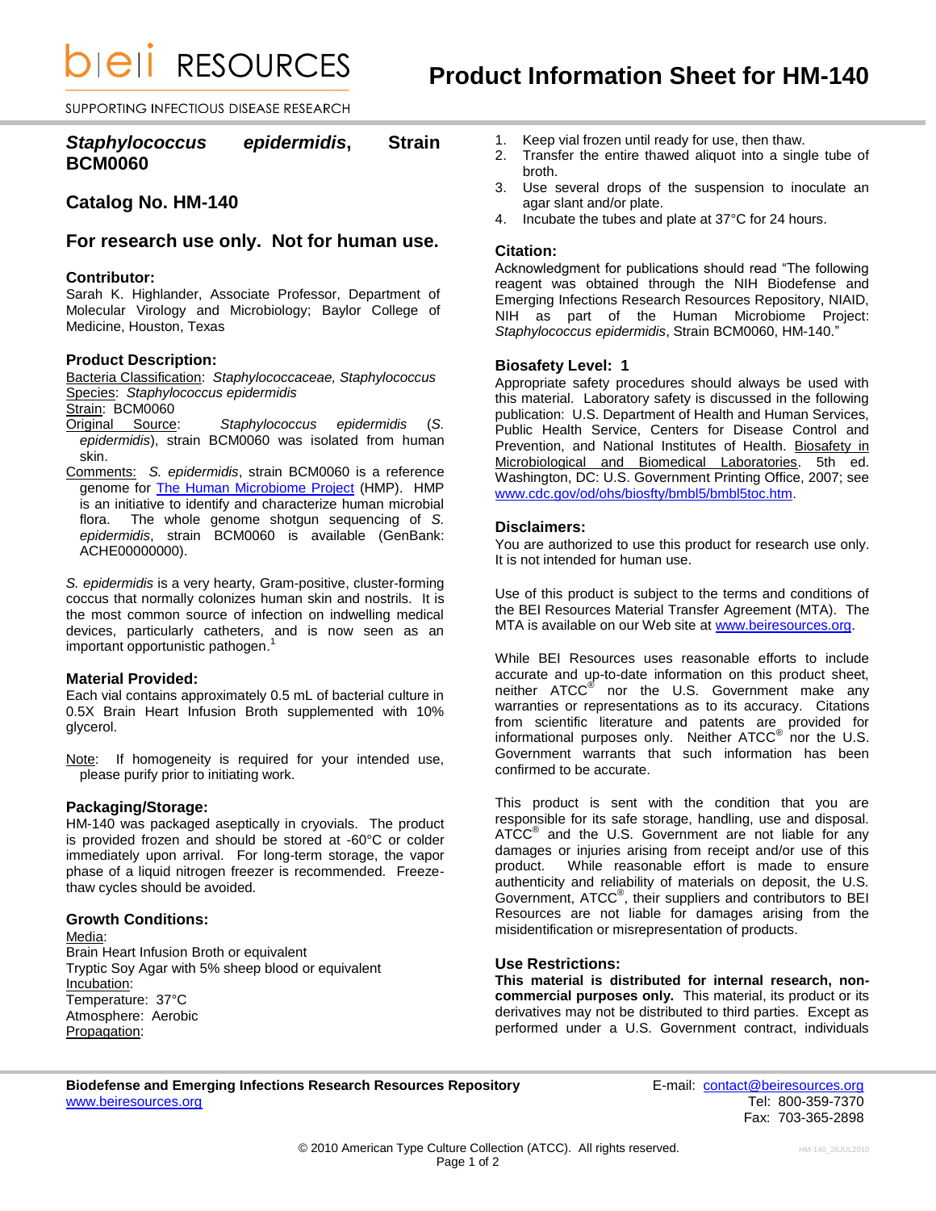# Product Information Sheet for HM-140

## *Staphylococcus epidermidis*, Strain BCM0060

## Catalog No. HM-140

## For research use only. Not for human use.

### Contributor:

Sarah K. Highlander, Associate Professor, Department of Molecular Virology and Microbiology; Baylor College of Medicine, Houston, Texas

### Product Description:

Bacteria Classification: *Staphylococcaceae, Staphylococcus*
Species: *Staphylococcus epidermidis*
Strain: BCM0060
Original Source: *Staphylococcus epidermidis* (*S. epidermidis*), strain BCM0060 was isolated from human skin.
Comments: *S. epidermidis*, strain BCM0060 is a reference genome for The Human Microbiome Project (HMP). HMP is an initiative to identify and characterize human microbial flora. The whole genome shotgun sequencing of *S. epidermidis*, strain BCM0060 is available (GenBank: ACHE00000000).

*S. epidermidis* is a very hearty, Gram-positive, cluster-forming coccus that normally colonizes human skin and nostrils. It is the most common source of infection on indwelling medical devices, particularly catheters, and is now seen as an important opportunistic pathogen.[1]

### Material Provided:

Each vial contains approximately 0.5 mL of bacterial culture in 0.5X Brain Heart Infusion Broth supplemented with 10% glycerol.

Note: If homogeneity is required for your intended use, please purify prior to initiating work.

### Packaging/Storage:

HM-140 was packaged aseptically in cryovials. The product is provided frozen and should be stored at -60°C or colder immediately upon arrival. For long-term storage, the vapor phase of a liquid nitrogen freezer is recommended. Freeze-thaw cycles should be avoided.

### Growth Conditions:

Media:
Brain Heart Infusion Broth or equivalent
Tryptic Soy Agar with 5% sheep blood or equivalent
Incubation:
Temperature: 37°C
Atmosphere: Aerobic
Propagation:

1. Keep vial frozen until ready for use, then thaw.
2. Transfer the entire thawed aliquot into a single tube of broth.
3. Use several drops of the suspension to inoculate an agar slant and/or plate.
4. Incubate the tubes and plate at 37°C for 24 hours.

### Citation:

Acknowledgment for publications should read "The following reagent was obtained through the NIH Biodefense and Emerging Infections Research Resources Repository, NIAID, NIH as part of the Human Microbiome Project: *Staphylococcus epidermidis*, Strain BCM0060, HM-140."

### Biosafety Level: 1

Appropriate safety procedures should always be used with this material. Laboratory safety is discussed in the following publication: U.S. Department of Health and Human Services, Public Health Service, Centers for Disease Control and Prevention, and National Institutes of Health. Biosafety in Microbiological and Biomedical Laboratories. 5th ed. Washington, DC: U.S. Government Printing Office, 2007; see www.cdc.gov/od/ohs/biosfty/bmbl5/bmbl5toc.htm.

### Disclaimers:

You are authorized to use this product for research use only. It is not intended for human use.

Use of this product is subject to the terms and conditions of the BEI Resources Material Transfer Agreement (MTA). The MTA is available on our Web site at www.beiresources.org.

While BEI Resources uses reasonable efforts to include accurate and up-to-date information on this product sheet, neither ATCC® nor the U.S. Government make any warranties or representations as to its accuracy. Citations from scientific literature and patents are provided for informational purposes only. Neither ATCC® nor the U.S. Government warrants that such information has been confirmed to be accurate.

This product is sent with the condition that you are responsible for its safe storage, handling, use and disposal. ATCC® and the U.S. Government are not liable for any damages or injuries arising from receipt and/or use of this product. While reasonable effort is made to ensure authenticity and reliability of materials on deposit, the U.S. Government, ATCC®, their suppliers and contributors to BEI Resources are not liable for damages arising from the misidentification or misrepresentation of products.

### Use Restrictions:

**This material is distributed for internal research, non-commercial purposes only.** This material, its product or its derivatives may not be distributed to third parties. Except as performed under a U.S. Government contract, individuals

**Biodefense and Emerging Infections Research Resources Repository**
www.beiresources.org
E-mail: contact@beiresources.org
Tel: 800-359-7370
Fax: 703-365-2898

© 2010 American Type Culture Collection (ATCC). All rights reserved.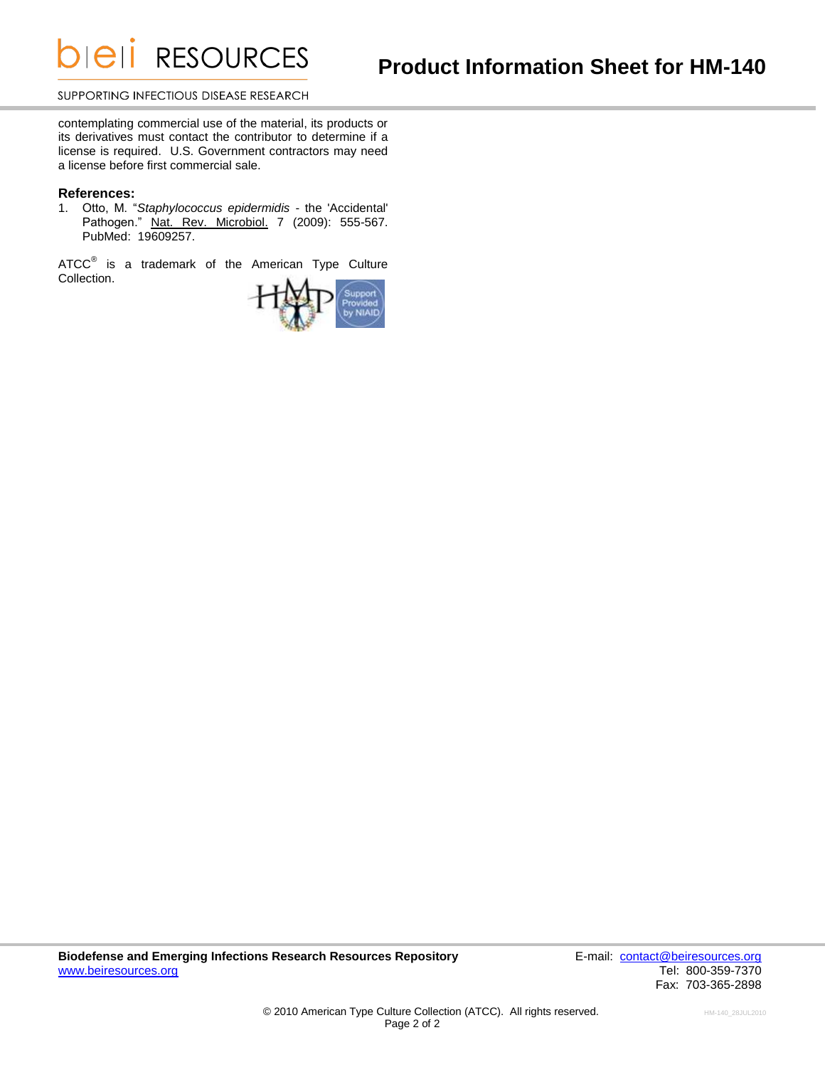contemplating commercial use of the material, its products or its derivatives must contact the contributor to determine if a license is required. U.S. Government contractors may need a license before first commercial sale.

**References:**

1. Otto, M. "*Staphylococcus epidermidis* - the 'Accidental' Pathogen." Nat. Rev. Microbiol. 7 (2009): 555-567. PubMed: 19609257.

ATCC® is a trademark of the American Type Culture Collection.

**Biodefense and Emerging Infections Research Resources Repository**
www.beiresources.org

E-mail: contact@beiresources.org
Tel: 800-359-7370
Fax: 703-365-2898

© 2010 American Type Culture Collection (ATCC). All rights reserved.

HM-140_28JUL2010